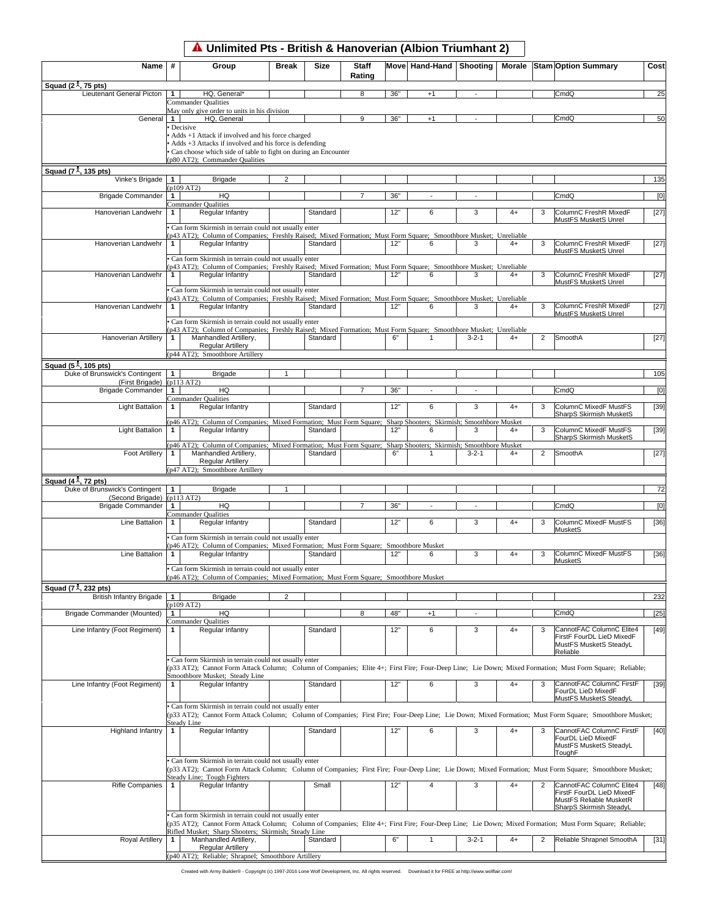# ⚠ Unlimited Pts - British & Hanoverian (Albion Triumhant 2)

| Name | # | Group | Break | Size | Staff Rating | Move | Hand-Hand | Shooting | Morale | Stam | Option Summary | Cost |
|---|---|---|---|---|---|---|---|---|---|---|---|---|
| **Squad (2, 75 pts)** | | | | | | | | | | | | |
| Lieutenant General Picton | 1 | HQ, General* | | | 8 | 36" | +1 | - | | | CmdQ | 25 |
| | | Commander Qualities<br>May only give order to units in his division | | | | | | | | | | |
| General | 1 | HQ, General | | | 9 | 36" | +1 | - | | | CmdQ | 50 |
| | | • Decisive<br>• Adds +1 Attack if involved and his force charged<br>• Adds +3 Attacks if involved and his force is defending<br>• Can choose which side of table to fight on during an Encounter<br>(p80 AT2); Commander Qualities | | | | | | | | | | |
| **Squad (7, 135 pts)** | | | | | | | | | | | | |
| Vinke's Brigade | 1 | Brigade | 2 | | | | | | | | | 135 |
| | | (p109 AT2) | | | | | | | | | | |
| Brigade Commander | 1 | HQ | | | 7 | 36" | - | - | | | CmdQ | [0] |
| | | Commander Qualities | | | | | | | | | | |
| Hanoverian Landwehr | 1 | Regular Infantry | | Standard | | 12" | 6 | 3 | 4+ | 3 | ColumnC FreshR MixedF MustFS MusketS Unrel | [27] |
| | | • Can form Skirmish in terrain could not usually enter<br>(p43 AT2); Column of Companies; Freshly Raised; Mixed Formation; Must Form Square; Smoothbore Musket; Unreliable | | | | | | | | | | |
| Hanoverian Landwehr | 1 | Regular Infantry | | Standard | | 12" | 6 | 3 | 4+ | 3 | ColumnC FreshR MixedF MustFS MusketS Unrel | [27] |
| | | • Can form Skirmish in terrain could not usually enter<br>(p43 AT2); Column of Companies; Freshly Raised; Mixed Formation; Must Form Square; Smoothbore Musket; Unreliable | | | | | | | | | | |
| Hanoverian Landwehr | 1 | Regular Infantry | | Standard | | 12" | 6 | 3 | 4+ | 3 | ColumnC FreshR MixedF MustFS MusketS Unrel | [27] |
| | | • Can form Skirmish in terrain could not usually enter<br>(p43 AT2); Column of Companies; Freshly Raised; Mixed Formation; Must Form Square; Smoothbore Musket; Unreliable | | | | | | | | | | |
| Hanoverian Landwehr | 1 | Regular Infantry | | Standard | | 12" | 6 | 3 | 4+ | 3 | ColumnC FreshR MixedF MustFS MusketS Unrel | [27] |
| | | • Can form Skirmish in terrain could not usually enter<br>(p43 AT2); Column of Companies; Freshly Raised; Mixed Formation; Must Form Square; Smoothbore Musket; Unreliable | | | | | | | | | | |
| Hanoverian Artillery | 1 | Manhandled Artillery, Regular Artillery | | Standard | | 6" | 1 | 3-2-1 | 4+ | 2 | SmoothA | [27] |
| | | (p44 AT2); Smoothbore Artillery | | | | | | | | | | |
| **Squad (5, 105 pts)** | | | | | | | | | | | | |
| Duke of Brunswick's Contingent (First Brigade) | 1 | Brigade | 1 | | | | | | | | | 105 |
| | | (p113 AT2) | | | | | | | | | | |
| Brigade Commander | 1 | HQ | | | 7 | 36" | - | - | | | CmdQ | [0] |
| | | Commander Qualities | | | | | | | | | | |
| Light Battalion | 1 | Regular Infantry | | Standard | | 12" | 6 | 3 | 4+ | 3 | ColumnC MixedF MustFS SharpS Skirmish MusketS | [39] |
| | | (p46 AT2); Column of Companies; Mixed Formation; Must Form Square; Sharp Shooters; Skirmish; Smoothbore Musket | | | | | | | | | | |
| Light Battalion | 1 | Regular Infantry | | Standard | | 12" | 6 | 3 | 4+ | 3 | ColumnC MixedF MustFS SharpS Skirmish MusketS | [39] |
| | | (p46 AT2); Column of Companies; Mixed Formation; Must Form Square; Sharp Shooters; Skirmish; Smoothbore Musket | | | | | | | | | | |
| Foot Artillery | 1 | Manhandled Artillery, Regular Artillery | | Standard | | 6" | 1 | 3-2-1 | 4+ | 2 | SmoothA | [27] |
| | | (p47 AT2); Smoothbore Artillery | | | | | | | | | | |
| **Squad (4, 72 pts)** | | | | | | | | | | | | |
| Duke of Brunswick's Contingent (Second Brigade) | 1 | Brigade | 1 | | | | | | | | | 72 |
| | | (p113 AT2) | | | | | | | | | | |
| Brigade Commander | 1 | HQ | | | 7 | 36" | - | - | | | CmdQ | [0] |
| | | Commander Qualities | | | | | | | | | | |
| Line Battalion | 1 | Regular Infantry | | Standard | | 12" | 6 | 3 | 4+ | 3 | ColumnC MixedF MustFS MusketS | [36] |
| | | • Can form Skirmish in terrain could not usually enter<br>(p46 AT2); Column of Companies; Mixed Formation; Must Form Square; Smoothbore Musket | | | | | | | | | | |
| Line Battalion | 1 | Regular Infantry | | Standard | | 12" | 6 | 3 | 4+ | 3 | ColumnC MixedF MustFS MusketS | [36] |
| | | • Can form Skirmish in terrain could not usually enter<br>(p46 AT2); Column of Companies; Mixed Formation; Must Form Square; Smoothbore Musket | | | | | | | | | | |
| **Squad (7, 232 pts)** | | | | | | | | | | | | |
| British Infantry Brigade | 1 | Brigade | 2 | | | | | | | | | 232 |
| | | (p109 AT2) | | | | | | | | | | |
| Brigade Commander (Mounted) | 1 | HQ | | | 8 | 48" | +1 | - | | | CmdQ | [25] |
| | | Commander Qualities | | | | | | | | | | |
| Line Infantry (Foot Regiment) | 1 | Regular Infantry | | Standard | | 12" | 6 | 3 | 4+ | 3 | CannotFAC ColumnC Elite4 FirstF FourDL LieD MixedF MustFS MusketS SteadyL Reliable | [49] |
| | | • Can form Skirmish in terrain could not usually enter<br>(p33 AT2); Cannot Form Attack Column; Column of Companies; Elite 4+; First Fire; Four-Deep Line; Lie Down; Mixed Formation; Must Form Square; Reliable; Smoothbore Musket; Steady Line | | | | | | | | | | |
| Line Infantry (Foot Regiment) | 1 | Regular Infantry | | Standard | | 12" | 6 | 3 | 4+ | 3 | CannotFAC ColumnC FirstF FourDL LieD MixedF MustFS MusketS SteadyL | [39] |
| | | • Can form Skirmish in terrain could not usually enter<br>(p33 AT2); Cannot Form Attack Column; Column of Companies; First Fire; Four-Deep Line; Lie Down; Mixed Formation; Must Form Square; Smoothbore Musket; Steady Line | | | | | | | | | | |
| Highland Infantry | 1 | Regular Infantry | | Standard | | 12" | 6 | 3 | 4+ | 3 | CannotFAC ColumnC FirstF FourDL LieD MixedF MustFS MusketS SteadyL ToughF | [40] |
| | | • Can form Skirmish in terrain could not usually enter<br>(p33 AT2); Cannot Form Attack Column; Column of Companies; First Fire; Four-Deep Line; Lie Down; Mixed Formation; Must Form Square; Smoothbore Musket; Steady Line; Tough Fighters | | | | | | | | | | |
| Rifle Companies | 1 | Regular Infantry | | Small | | 12" | 4 | 3 | 4+ | 2 | CannotFAC ColumnC Elite4 FirstF FourDL LieD MixedF MustFS Reliable MusketR SharpS Skirmish SteadyL | [48] |
| | | • Can form Skirmish in terrain could not usually enter<br>(p35 AT2); Cannot Form Attack Column; Column of Companies; Elite 4+; First Fire; Four-Deep Line; Lie Down; Mixed Formation; Must Form Square; Reliable; Rifled Musket; Sharp Shooters; Skirmish; Steady Line | | | | | | | | | | |
| Royal Artillery | 1 | Manhandled Artillery, Regular Artillery | | Standard | | 6" | 1 | 3-2-1 | 4+ | 2 | Reliable Shrapnel SmoothA | [31] |
| | | (p40 AT2); Reliable; Shrapnel; Smoothbore Artillery | | | | | | | | | | |

Created with Army Builder® - Copyright (c) 1997-2016 Lone Wolf Development, Inc. All rights reserved. Download it for FREE at http://www.wolflair.com!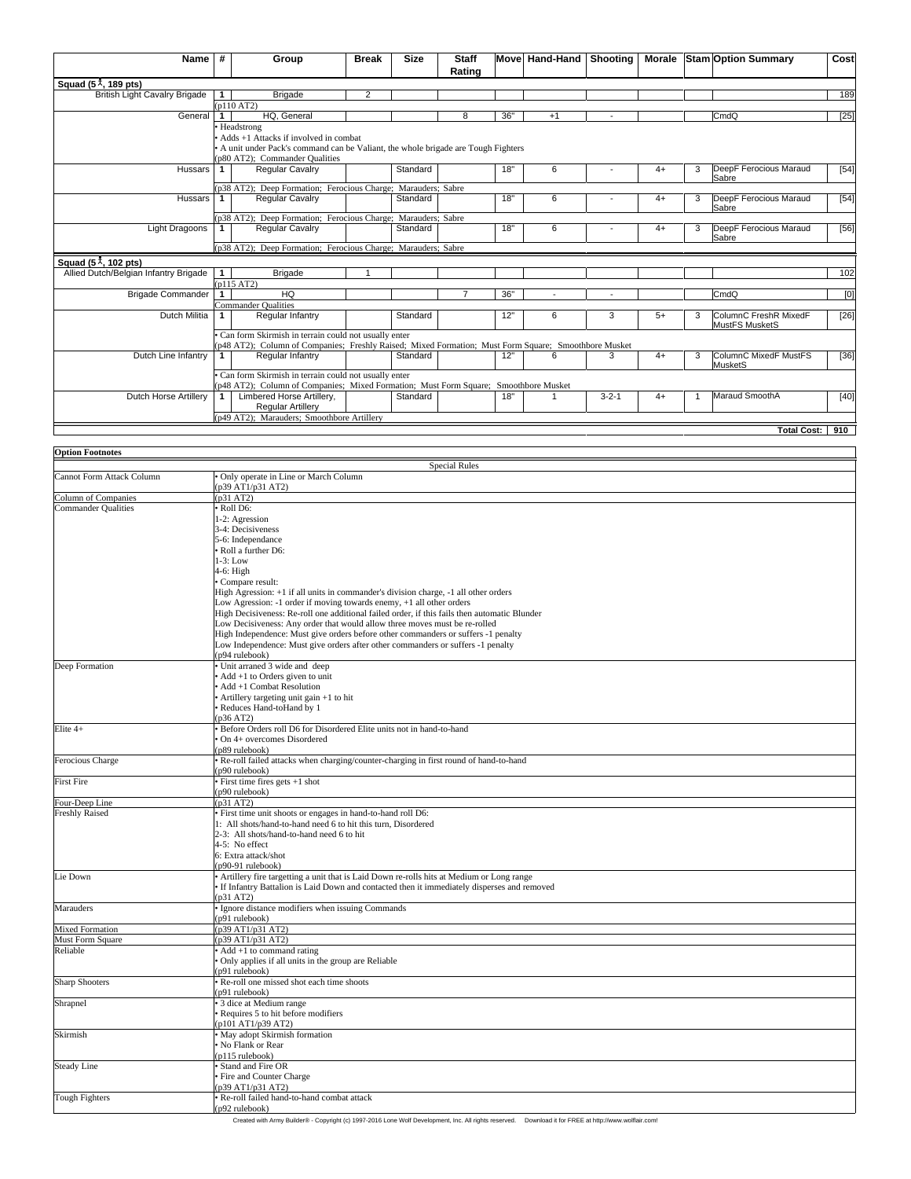| Name | # | Group | Break | Size | Staff Rating | Move | Hand-Hand | Shooting | Morale | Stam | Option Summary | Cost |
|---|---|---|---|---|---|---|---|---|---|---|---|---|
| **Squad (5, 189 pts)** | | | | | | | | | | | | |
| British Light Cavalry Brigade | 1 | Brigade | 2 | | | | | | | | | 189 |
| | | (p110 AT2) | | | | | | | | | | |
| General | 1 | HQ, General | | | 8 | 36" | +1 | - | | | CmdQ | [25] |
| | | • Headstrong<br>• Adds +1 Attacks if involved in combat<br>• A unit under Pack's command can be Valiant, the whole brigade are Tough Fighters<br>(p80 AT2); Commander Qualities | | | | | | | | | | |
| Hussars | 1 | Regular Cavalry | | Standard | | 18" | 6 | - | 4+ | 3 | DeepF Ferocious Maraud Sabre | [54] |
| | | (p38 AT2); Deep Formation; Ferocious Charge; Marauders; Sabre | | | | | | | | | | |
| Hussars | 1 | Regular Cavalry | | Standard | | 18" | 6 | - | 4+ | 3 | DeepF Ferocious Maraud Sabre | [54] |
| | | (p38 AT2); Deep Formation; Ferocious Charge; Marauders; Sabre | | | | | | | | | | |
| Light Dragoons | 1 | Regular Cavalry | | Standard | | 18" | 6 | - | 4+ | 3 | DeepF Ferocious Maraud Sabre | [56] |
| | | (p38 AT2); Deep Formation; Ferocious Charge; Marauders; Sabre | | | | | | | | | | |
| **Squad (5, 102 pts)** | | | | | | | | | | | | |
| Allied Dutch/Belgian Infantry Brigade | 1 | Brigade | 1 | | | | | | | | | 102 |
| | | (p115 AT2) | | | | | | | | | | |
| Brigade Commander | 1 | HQ | | | 7 | 36" | - | - | | | CmdQ | [0] |
| | | Commander Qualities | | | | | | | | | | |
| Dutch Militia | 1 | Regular Infantry | | Standard | | 12" | 6 | 3 | 5+ | 3 | ColumnC FreshR MixedF MustFS MusketS | [26] |
| | | • Can form Skirmish in terrain could not usually enter<br>(p48 AT2); Column of Companies; Freshly Raised; Mixed Formation; Must Form Square; Smoothbore Musket | | | | | | | | | | |
| Dutch Line Infantry | 1 | Regular Infantry | | Standard | | 12" | 6 | 3 | 4+ | 3 | ColumnC MixedF MustFS MusketS | [36] |
| | | • Can form Skirmish in terrain could not usually enter<br>(p48 AT2); Column of Companies; Mixed Formation; Must Form Square; Smoothbore Musket | | | | | | | | | | |
| Dutch Horse Artillery | 1 | Limbered Horse Artillery, Regular Artillery | | Standard | | 18" | 1 | 3-2-1 | 4+ | 1 | Maraud SmoothA | [40] |
| | | (p49 AT2); Marauders; Smoothbore Artillery | | | | | | | | | | |
| | | | | | | | | | | | **Total Cost:** | **910** |

**Option Footnotes**

| | Special Rules |
|---|---|
| Cannot Form Attack Column | • Only operate in Line or March Column<br>(p39 AT1/p31 AT2) |
| Column of Companies | (p31 AT2) |
| Commander Qualities | • Roll D6:<br>1-2: Agression<br>3-4: Decisiveness<br>5-6: Independance<br>• Roll a further D6:<br>1-3: Low<br>4-6: High<br>• Compare result:<br>High Agression: +1 if all units in commander's division charge, -1 all other orders<br>Low Agression: -1 order if moving towards enemy, +1 all other orders<br>High Decisiveness: Re-roll one additional failed order, if this fails then automatic Blunder<br>Low Decisiveness: Any order that would allow three moves must be re-rolled<br>High Independence: Must give orders before other commanders or suffers -1 penalty<br>Low Independence: Must give orders after other commanders or suffers -1 penalty<br>(p94 rulebook) |
| Deep Formation | • Unit arranged 3 wide and deep<br>• Add +1 to Orders given to unit<br>• Add +1 Combat Resolution<br>• Artillery targeting unit gain +1 to hit<br>• Reduces Hand-toHand by 1<br>(p36 AT2) |
| Elite 4+ | • Before Orders roll D6 for Disordered Elite units not in hand-to-hand<br>• On 4+ overcomes Disordered<br>(p89 rulebook) |
| Ferocious Charge | • Re-roll failed attacks when charging/counter-charging in first round of hand-to-hand<br>(p90 rulebook) |
| First Fire | • First time fires gets +1 shot<br>(p90 rulebook) |
| Four-Deep Line | (p31 AT2) |
| Freshly Raised | • First time unit shoots or engages in hand-to-hand roll D6:<br>1: All shots/hand-to-hand need 6 to hit this turn, Disordered<br>2-3: All shots/hand-to-hand need 6 to hit<br>4-5: No effect<br>6: Extra attack/shot<br>(p90-91 rulebook) |
| Lie Down | • Artillery fire targetting a unit that is Laid Down re-rolls hits at Medium or Long range<br>• If Infantry Battalion is Laid Down and contacted then it immediately disperses and removed<br>(p31 AT2) |
| Marauders | • Ignore distance modifiers when issuing Commands<br>(p91 rulebook) |
| Mixed Formation | (p39 AT1/p31 AT2) |
| Must Form Square | (p39 AT1/p31 AT2) |
| Reliable | • Add +1 to command rating<br>• Only applies if all units in the group are Reliable<br>(p91 rulebook) |
| Sharp Shooters | • Re-roll one missed shot each time shoots<br>(p91 rulebook) |
| Shrapnel | • 3 dice at Medium range<br>• Requires 5 to hit before modifiers<br>(p101 AT1/p39 AT2) |
| Skirmish | • May adopt Skirmish formation<br>• No Flank or Rear<br>(p115 rulebook) |
| Steady Line | • Stand and Fire OR<br>• Fire and Counter Charge<br>(p39 AT1/p31 AT2) |
| Tough Fighters | • Re-roll failed hand-to-hand combat attack<br>(p92 rulebook) |

Created with Army Builder® - Copyright (c) 1997-2016 Lone Wolf Development, Inc. All rights reserved. Download it for FREE at http://www.wolflair.com!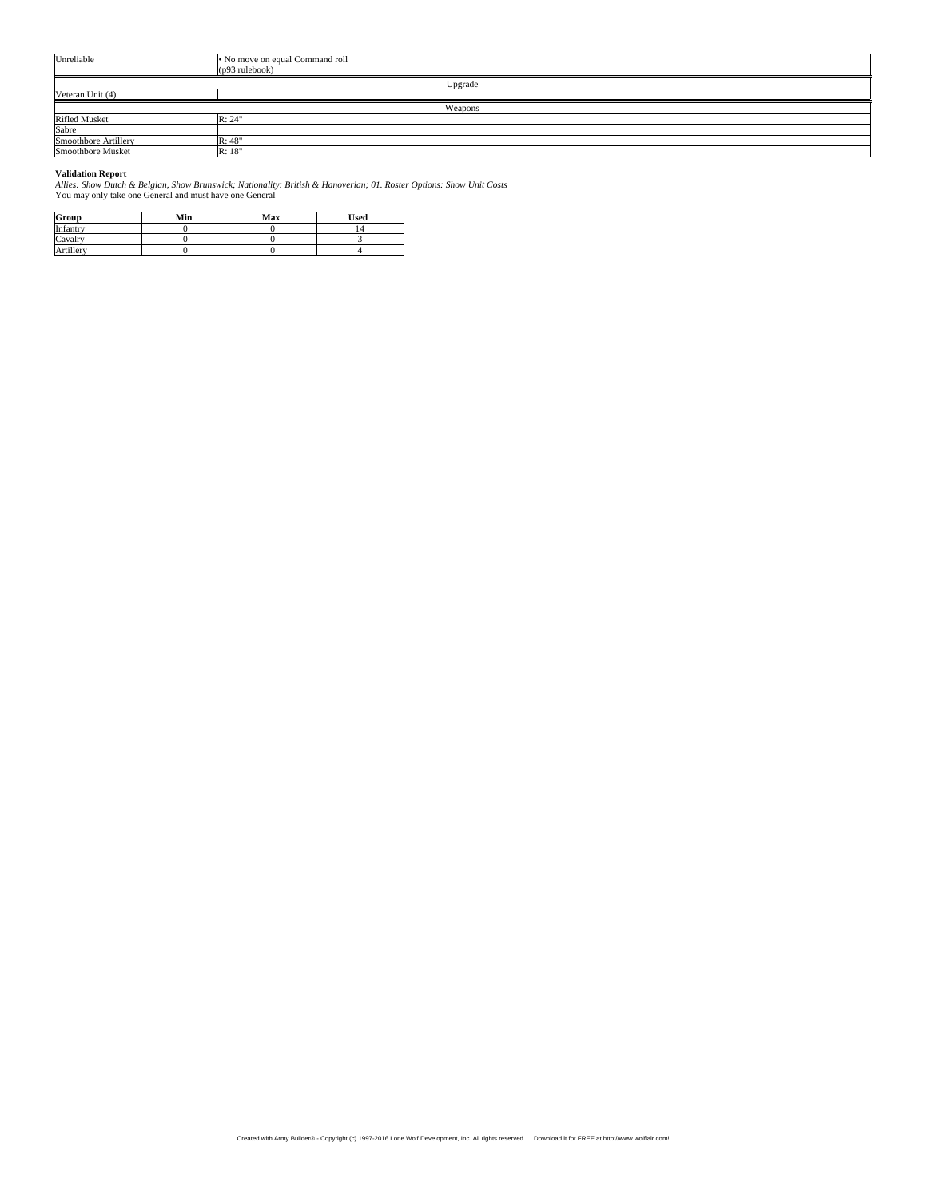| | |
|---|---|
| Unreliable | • No move on equal Command roll (p93 rulebook) |

| Upgrade | |
|---|---|
| Veteran Unit (4) | |

| Weapons | |
|---|---|
| Rifled Musket | R: 24" |
| Sabre | |
| Smoothbore Artillery | R: 48" |
| Smoothbore Musket | R: 18" |

**Validation Report**

*Allies: Show Dutch & Belgian, Show Brunswick; Nationality: British & Hanoverian; 01. Roster Options: Show Unit Costs*

You may only take one General and must have one General

| Group | Min | Max | Used |
|---|---|---|---|
| Infantry | 0 | 0 | 14 |
| Cavalry | 0 | 0 | 3 |
| Artillery | 0 | 0 | 4 |

Created with Army Builder® - Copyright (c) 1997-2016 Lone Wolf Development, Inc. All rights reserved. Download it for FREE at http://www.wolflair.com!